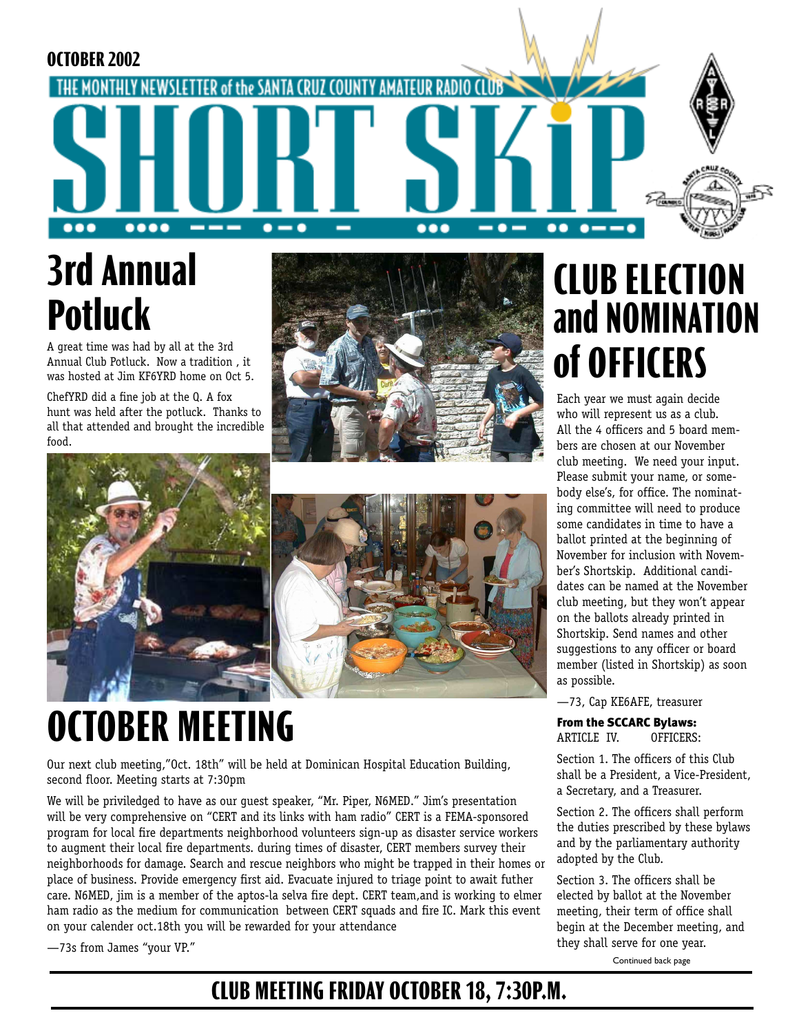OCTOBER 2002

THE MONTHLY NEWSLETTER of the SANTA CRUZ COUNTY AMATEUR RADIO CLUB

# SHORT SKiP

## 3rd Annual Potluck

A great time was had by all at the 3rd Annual Club Potluck. Now a tradition , it was hosted at Jim KF6YRD home on Oct 5.

ChefYRD did a fine job at the Q. A fox hunt was held after the potluck. Thanks to all that attended and brought the incredible food.

## OCTOBER MEETING

Our next club meeting,"Oct. 18th" will be held at Dominican Hospital Education Building, second floor. Meeting starts at 7:30pm

We will be priviledged to have as our guest speaker, "Mr. Piper, N6MED." Jim's presentation will be very comprehensive on "CERT and its links with ham radio" CERT is a FEMA-sponsored program for local fire departments neighborhood volunteers sign-up as disaster service workers to augment their local fire departments. during times of disaster, CERT members survey their neighborhoods for damage. Search and rescue neighbors who might be trapped in their homes or place of business. Provide emergency first aid. Evacuate injured to triage point to await futher care. N6MED, jim is a member of the aptos-la selva fire dept. CERT team,and is working to elmer ham radio as the medium for communication between CERT squads and fire IC. Mark this event on your calender oct.18th you will be rewarded for your attendance

—73s from James "your VP."

## CLUB ELECTION and NOMINATION of OFFICERS

Each year we must again decide who will represent us as a club. All the 4 officers and 5 board members are chosen at our November club meeting. We need your input. Please submit your name, or somebody else's, for office. The nominating committee will need to produce some candidates in time to have a ballot printed at the beginning of November for inclusion with November's Shortskip. Additional candidates can be named at the November club meeting, but they won't appear on the ballots already printed in Shortskip. Send names and other suggestions to any officer or board member (listed in Shortskip) as soon as possible.

—73, Cap KE6AFE, treasurer

**From the SCCARC Bylaws:**
ARTICLE IV. OFFICERS:

Section 1. The officers of this Club shall be a President, a Vice-President, a Secretary, and a Treasurer.

Section 2. The officers shall perform the duties prescribed by these bylaws and by the parliamentary authority adopted by the Club.

Section 3. The officers shall be elected by ballot at the November meeting, their term of office shall begin at the December meeting, and they shall serve for one year.

Continued back page

**CLUB MEETING FRIDAY OCTOBER 18, 7:30P.M.**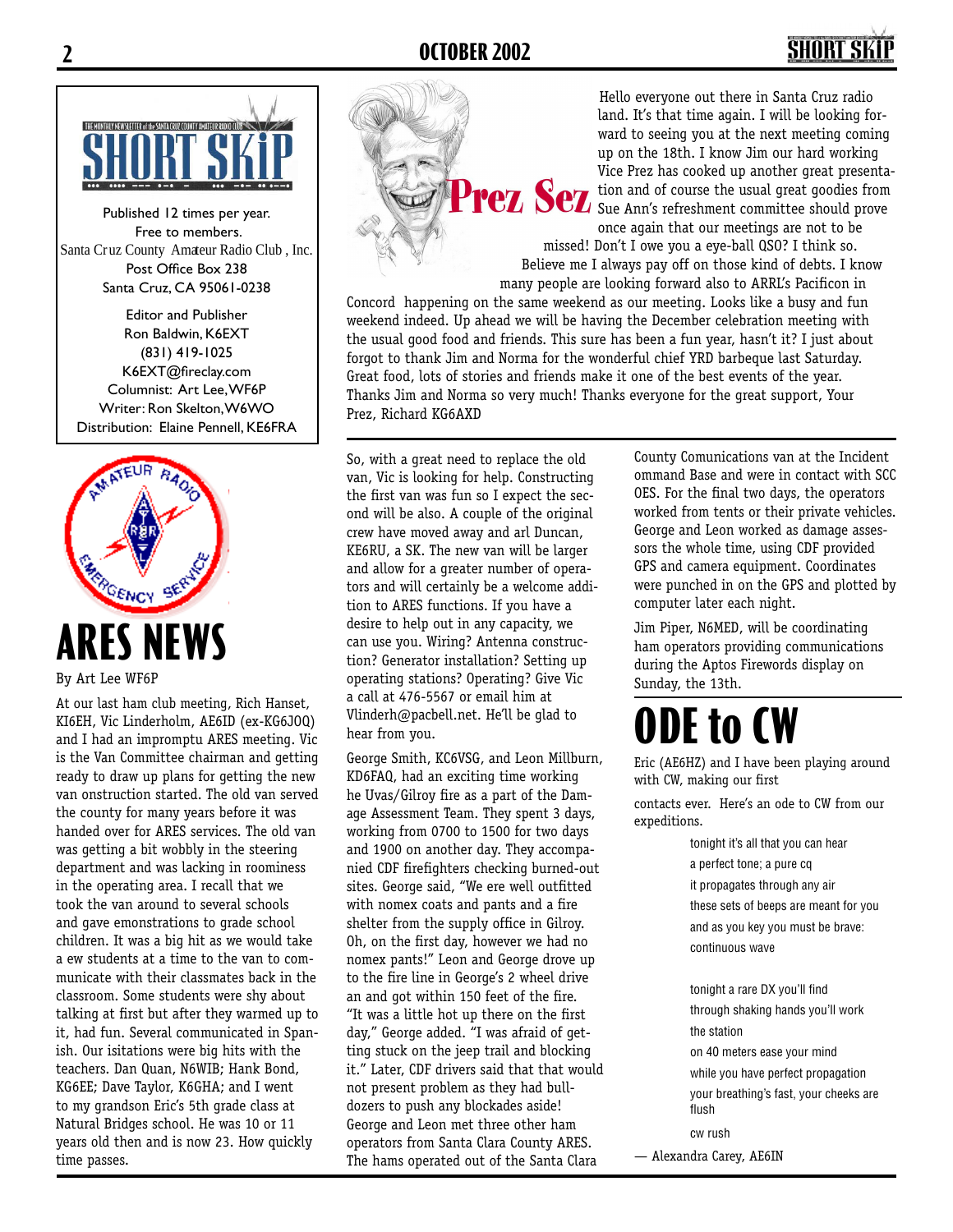THE MONTHLY NEWSLETTER of the SANTA CRUZ COUNTY AMATEUR RADIO CLUB

SHORT SKIP

Published 12 times per year.
Free to members.
Santa Cruz County Amateur Radio Club , Inc.
Post Office Box 238
Santa Cruz, CA 95061-0238

Editor and Publisher
Ron Baldwin, K6EXT
(831) 419-1025
K6EXT@fireclay.com
Columnist: Art Lee, WF6P
Writer: Ron Skelton, W6WO
Distribution: Elaine Pennell, KE6FRA

## Prez Sez

Hello everyone out there in Santa Cruz radio land. It's that time again. I will be looking forward to seeing you at the next meeting coming up on the 18th. I know Jim our hard working Vice Prez has cooked up another great presentation and of course the usual great goodies from Sue Ann's refreshment committee should prove once again that our meetings are not to be missed! Don't I owe you a eye-ball QSO? I think so. Believe me I always pay off on those kind of debts. I know many people are looking forward also to ARRL's Pacificon in Concord happening on the same weekend as our meeting. Looks like a busy and fun weekend indeed. Up ahead we will be having the December celebration meeting with the usual good food and friends. This sure has been a fun year, hasn't it? I just about forgot to thank Jim and Norma for the wonderful chief YRD barbeque last Saturday. Great food, lots of stories and friends make it one of the best events of the year. Thanks Jim and Norma so very much! Thanks everyone for the great support, Your Prez, Richard KG6AXD

# ARES NEWS

By Art Lee WF6P

At our last ham club meeting, Rich Hanset, KI6EH, Vic Linderholm, AE6ID (ex-KG6JOQ) and I had an impromptu ARES meeting. Vic is the Van Committee chairman and getting ready to draw up plans for getting the new van onstruction started. The old van served the county for many years before it was handed over for ARES services. The old van was getting a bit wobbly in the steering department and was lacking in roominess in the operating area. I recall that we took the van around to several schools and gave emonstrations to grade school children. It was a big hit as we would take a ew students at a time to the van to communicate with their classmates back in the classroom. Some students were shy about talking at first but after they warmed up to it, had fun. Several communicated in Spanish. Our isitations were big hits with the teachers. Dan Quan, N6WIB; Hank Bond, KG6EE; Dave Taylor, K6GHA; and I went to my grandson Eric's 5th grade class at Natural Bridges school. He was 10 or 11 years old then and is now 23. How quickly time passes.

So, with a great need to replace the old van, Vic is looking for help. Constructing the first van was fun so I expect the second will be also. A couple of the original crew have moved away and arl Duncan, KE6RU, a SK. The new van will be larger and allow for a greater number of operators and will certainly be a welcome addition to ARES functions. If you have a desire to help out in any capacity, we can use you. Wiring? Antenna construction? Generator installation? Setting up operating stations? Operating? Give Vic a call at 476-5567 or email him at Vlinderh@pacbell.net. He'll be glad to hear from you.

George Smith, KC6VSG, and Leon Millburn, KD6FAQ, had an exciting time working he Uvas/Gilroy fire as a part of the Damage Assessment Team. They spent 3 days, working from 0700 to 1500 for two days and 1900 on another day. They accompanied CDF firefighters checking burned-out sites. George said, "We ere well outfitted with nomex coats and pants and a fire shelter from the supply office in Gilroy. Oh, on the first day, however we had no nomex pants!" Leon and George drove up to the fire line in George's 2 wheel drive an and got within 150 feet of the fire. "It was a little hot up there on the first day," George added. "I was afraid of getting stuck on the jeep trail and blocking it." Later, CDF drivers said that that would not present problem as they had bulldozers to push any blockades aside! George and Leon met three other ham operators from Santa Clara County ARES. The hams operated out of the Santa Clara County Comunications van at the Incident ommand Base and were in contact with SCC OES. For the final two days, the operators worked from tents or their private vehicles. George and Leon worked as damage assessors the whole time, using CDF provided GPS and camera equipment. Coordinates were punched in on the GPS and plotted by computer later each night.

Jim Piper, N6MED, will be coordinating ham operators providing communications during the Aptos Firewords display on Sunday, the 13th.

# ODE to CW

Eric (AE6HZ) and I have been playing around with CW, making our first

contacts ever. Here's an ode to CW from our expeditions.

tonight it's all that you can hear  
a perfect tone; a pure cq  
it propagates through any air  
these sets of beeps are meant for you  
and as you key you must be brave:  
continuous wave

tonight a rare DX you'll find  
through shaking hands you'll work  
the station  
on 40 meters ease your mind  
while you have perfect propagation  
your breathing's fast, your cheeks are flush  
cw rush

— Alexandra Carey, AE6IN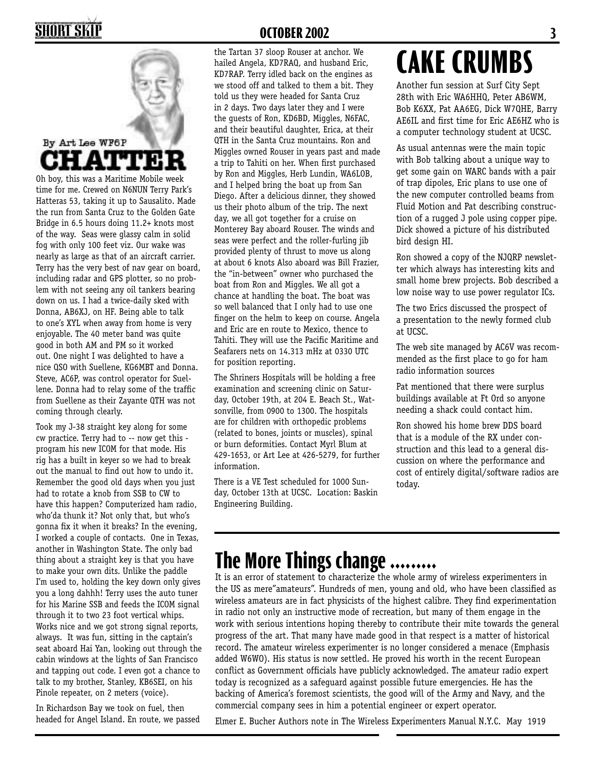# CHATTER

By Art Lee WF6P

Oh boy, this was a Maritime Mobile week time for me. Crewed on N6NUN Terry Park's Hatteras 53, taking it up to Sausalito. Made the run from Santa Cruz to the Golden Gate Bridge in 6.5 hours doing 11.2+ knots most of the way. Seas were glassy calm in solid fog with only 100 feet viz. Our wake was nearly as large as that of an aircraft carrier. Terry has the very best of nav gear on board, including radar and GPS plotter, so no problem with not seeing any oil tankers bearing down on us. I had a twice-daily sked with Donna, AB6XJ, on HF. Being able to talk to one's XYL when away from home is very enjoyable. The 40 meter band was quite good in both AM and PM so it worked out. One night I was delighted to have a nice QSO with Suellene, KG6MBT and Donna. Steve, AC6P, was control operator for Suellene. Donna had to relay some of the traffic from Suellene as their Zayante QTH was not coming through clearly.

Took my J-38 straight key along for some cw practice. Terry had to -- now get this - program his new ICOM for that mode. His rig has a built in keyer so we had to break out the manual to find out how to undo it. Remember the good old days when you just had to rotate a knob from SSB to CW to have this happen? Computerized ham radio, who'da thunk it? Not only that, but who's gonna fix it when it breaks? In the evening, I worked a couple of contacts. One in Texas, another in Washington State. The only bad thing about a straight key is that you have to make your own dits. Unlike the paddle I'm used to, holding the key down only gives you a long dahhh! Terry uses the auto tuner for his Marine SSB and feeds the ICOM signal through it to two 23 foot vertical whips. Works nice and we got strong signal reports, always. It was fun, sitting in the captain's seat aboard Hai Yan, looking out through the cabin windows at the lights of San Francisco and tapping out code. I even got a chance to talk to my brother, Stanley, KB6SEI, on his Pinole repeater, on 2 meters (voice).

In Richardson Bay we took on fuel, then headed for Angel Island. En route, we passed the Tartan 37 sloop Rouser at anchor. We hailed Angela, KD7RAQ, and husband Eric, KD7RAP. Terry idled back on the engines as we stood off and talked to them a bit. They told us they were headed for Santa Cruz in 2 days. Two days later they and I were the guests of Ron, KD6BD, Miggles, N6FAC, and their beautiful daughter, Erica, at their QTH in the Santa Cruz mountains. Ron and Miggles owned Rouser in years past and made a trip to Tahiti on her. When first purchased by Ron and Miggles, Herb Lundin, WA6LOB, and I helped bring the boat up from San Diego. After a delicious dinner, they showed us their photo album of the trip. The next day, we all got together for a cruise on Monterey Bay aboard Rouser. The winds and seas were perfect and the roller-furling jib provided plenty of thrust to move us along at about 6 knots Also aboard was Bill Frazier, the "in-between" owner who purchased the boat from Ron and Miggles. We all got a chance at handling the boat. The boat was so well balanced that I only had to use one finger on the helm to keep on course. Angela and Eric are en route to Mexico, thence to Tahiti. They will use the Pacific Maritime and Seafarers nets on 14.313 mHz at 0330 UTC for position reporting.

The Shriners Hospitals will be holding a free examination and screening clinic on Saturday, October 19th, at 204 E. Beach St., Watsonville, from 0900 to 1300. The hospitals are for children with orthopedic problems (related to bones, joints or muscles), spinal or burn deformities. Contact Myrl Blum at 429-1653, or Art Lee at 426-5279, for further information.

There is a VE Test scheduled for 1000 Sunday, October 13th at UCSC. Location: Baskin Engineering Building.

# CAKE CRUMBS

Another fun session at Surf City Sept 28th with Eric WA6HHQ, Peter AB6WM, Bob K6XX, Pat AA6EG, Dick W7QHE, Barry AE6IL and first time for Eric AE6HZ who is a computer technology student at UCSC.

As usual antennas were the main topic with Bob talking about a unique way to get some gain on WARC bands with a pair of trap dipoles, Eric plans to use one of the new computer controlled beams from Fluid Motion and Pat describing construction of a rugged J pole using copper pipe. Dick showed a picture of his distributed bird design HI.

Ron showed a copy of the NJQRP newsletter which always has interesting kits and small home brew projects. Bob described a low noise way to use power regulator ICs.

The two Erics discussed the prospect of a presentation to the newly formed club at UCSC.

The web site managed by AC6V was recommended as the first place to go for ham radio information sources

Pat mentioned that there were surplus buildings available at Ft Ord so anyone needing a shack could contact him.

Ron showed his home brew DDS board that is a module of the RX under construction and this lead to a general discussion on where the performance and cost of entirely digital/software radios are today.

# The More Things change .........

It is an error of statement to characterize the whole army of wireless experimenters in the US as mere"amateurs". Hundreds of men, young and old, who have been classified as wireless amateurs are in fact physicists of the highest calibre. They find experimentation in radio not only an instructive mode of recreation, but many of them engage in the work with serious intentions hoping thereby to contribute their mite towards the general progress of the art. That many have made good in that respect is a matter of historical record. The amateur wireless experimenter is no longer considered a menace (Emphasis added W6WO). His status is now settled. He proved his worth in the recent European conflict as Government officials have publicly acknowledged. The amateur radio expert today is recognized as a safeguard against possible future emergencies. He has the backing of America's foremost scientists, the good will of the Army and Navy, and the commercial company sees in him a potential engineer or expert operator.

Elmer E. Bucher Authors note in The Wireless Experimenters Manual N.Y.C. May 1919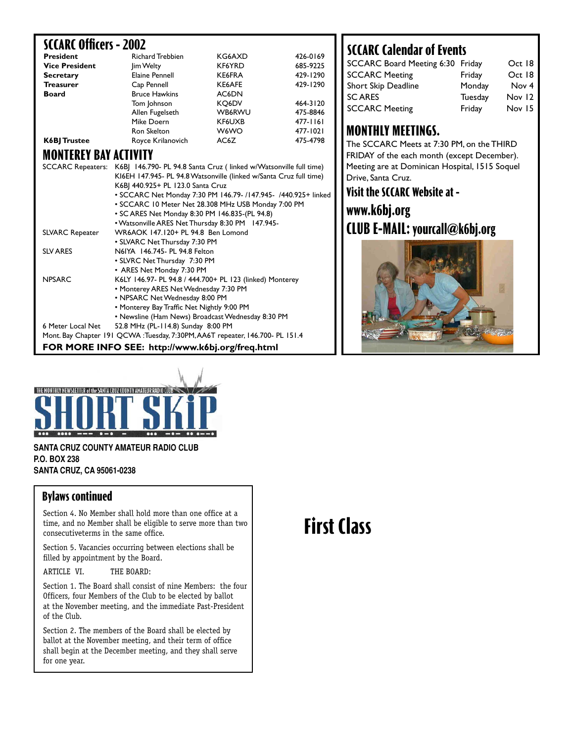## SCCARC Officers - 2002

| | | | |
|---|---|---|---|
| **President** | Richard Trebbien | KG6AXD | 426-0169 |
| **Vice President** | Jim Welty | KF6YRD | 685-9225 |
| **Secretary** | Elaine Pennell | KE6FRA | 429-1290 |
| **Treasurer** | Cap Pennell | KE6AFE | 429-1290 |
| **Board** | Bruce Hawkins | AC6DN | |
| | Tom Johnson | KQ6DV | 464-3120 |
| | Allen Fugelseth | WB6RWU | 475-8846 |
| | Mike Doern | KF6UXB | 477-1161 |
| | Ron Skelton | W6WO | 477-1021 |
| **K6BJ Trustee** | Royce Krilanovich | AC6Z | 475-4798 |

## MONTEREY BAY ACTIVITY

SCCARC Repeaters: K6BJ 146.790- PL 94.8 Santa Cruz ( linked w/Watsonville full time)
KI6EH 147.945- PL 94.8 Watsonville (linked w/Santa Cruz full time)
K6BJ 440.925+ PL 123.0 Santa Cruz
- SCCARC Net Monday 7:30 PM 146.79- /147.945- /440.925+ linked
- SCCARC 10 Meter Net 28.308 MHz USB Monday 7:00 PM
- SC ARES Net Monday 8:30 PM 146.835-(PL 94.8)
- Watsonville ARES Net Thursday 8:30 PM 147.945-

SLVARC Repeater WR6AOK 147.120+ PL 94.8 Ben Lomond
- SLVARC Net Thursday 7:30 PM

SLV ARES N6IYA 146.745- PL 94.8 Felton
- SLVRC Net Thursday 7:30 PM
- ARES Net Monday 7:30 PM

NPSARC K6LY 146.97- PL 94.8 / 444.700+ PL 123 (linked) Monterey
- Monterey ARES Net Wednesday 7:30 PM
- NPSARC Net Wednesday 8:00 PM
- Monterey Bay Traffic Net Nightly 9:00 PM
- Newsline (Ham News) Broadcast Wednesday 8:30 PM

6 Meter Local Net 52.8 MHz (PL-114.8) Sunday 8:00 PM

Mont. Bay Chapter 191 QCWA :Tuesday, 7:30PM, AA6T repeater, 146.700- PL 151.4

**FOR MORE INFO SEE: http://www.k6bj.org/freq.html**

## SCCARC Calendar of Events

| | | |
|---|---|---|
| SCCARC Board Meeting 6:30 | Friday | Oct 18 |
| SCCARC Meeting | Friday | Oct 18 |
| Short Skip Deadline | Monday | Nov 4 |
| SC ARES | Tuesday | Nov 12 |
| SCCARC Meeting | Friday | Nov 15 |

## MONTHLY MEETINGS.

The SCCARC Meets at 7:30 PM, on the THIRD FRIDAY of the each month (except December). Meeting are at Dominican Hospital, 1515 Soquel Drive, Santa Cruz.

## Visit the SCCARC Website at - www.k6bj.org

## CLUB E-MAIL: yourcall@k6bj.org

THE MONTHLY NEWSLETTER of the SANTA CRUZ COUNTY AMATEUR RADIO CLUB

# SHORT SKIP

**SANTA CRUZ COUNTY AMATEUR RADIO CLUB**
**P.O. BOX 238**
**SANTA CRUZ, CA 95061-0238**

## Bylaws continued

Section 4. No Member shall hold more than one office at a time, and no Member shall be eligible to serve more than two consecutiveterms in the same office.

Section 5. Vacancies occurring between elections shall be filled by appointment by the Board.

ARTICLE VI. THE BOARD:

Section 1. The Board shall consist of nine Members: the four Officers, four Members of the Club to be elected by ballot at the November meeting, and the immediate Past-President of the Club.

Section 2. The members of the Board shall be elected by ballot at the November meeting, and their term of office shall begin at the December meeting, and they shall serve for one year.

# First Class